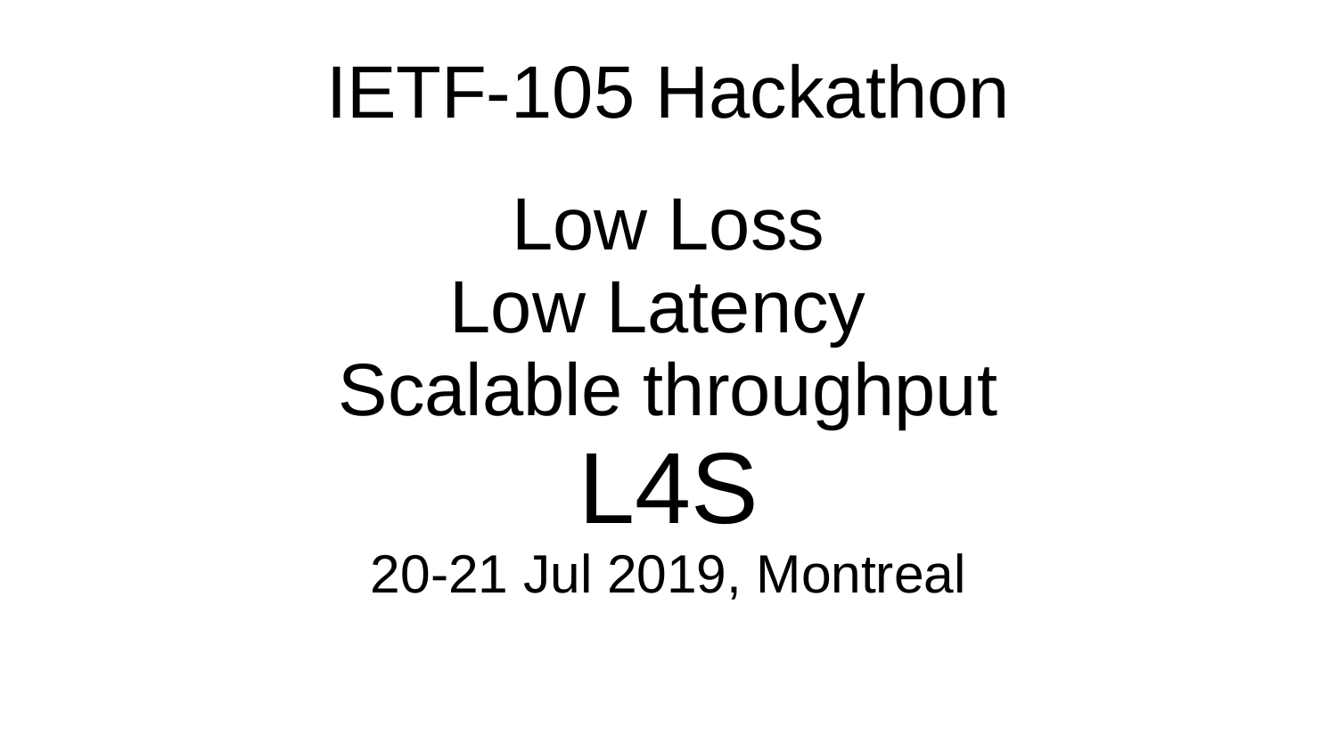# IETF-105 Hackathon

## Low Loss
## Low Latency
## Scalable throughput

# L4S

20-21 Jul 2019, Montreal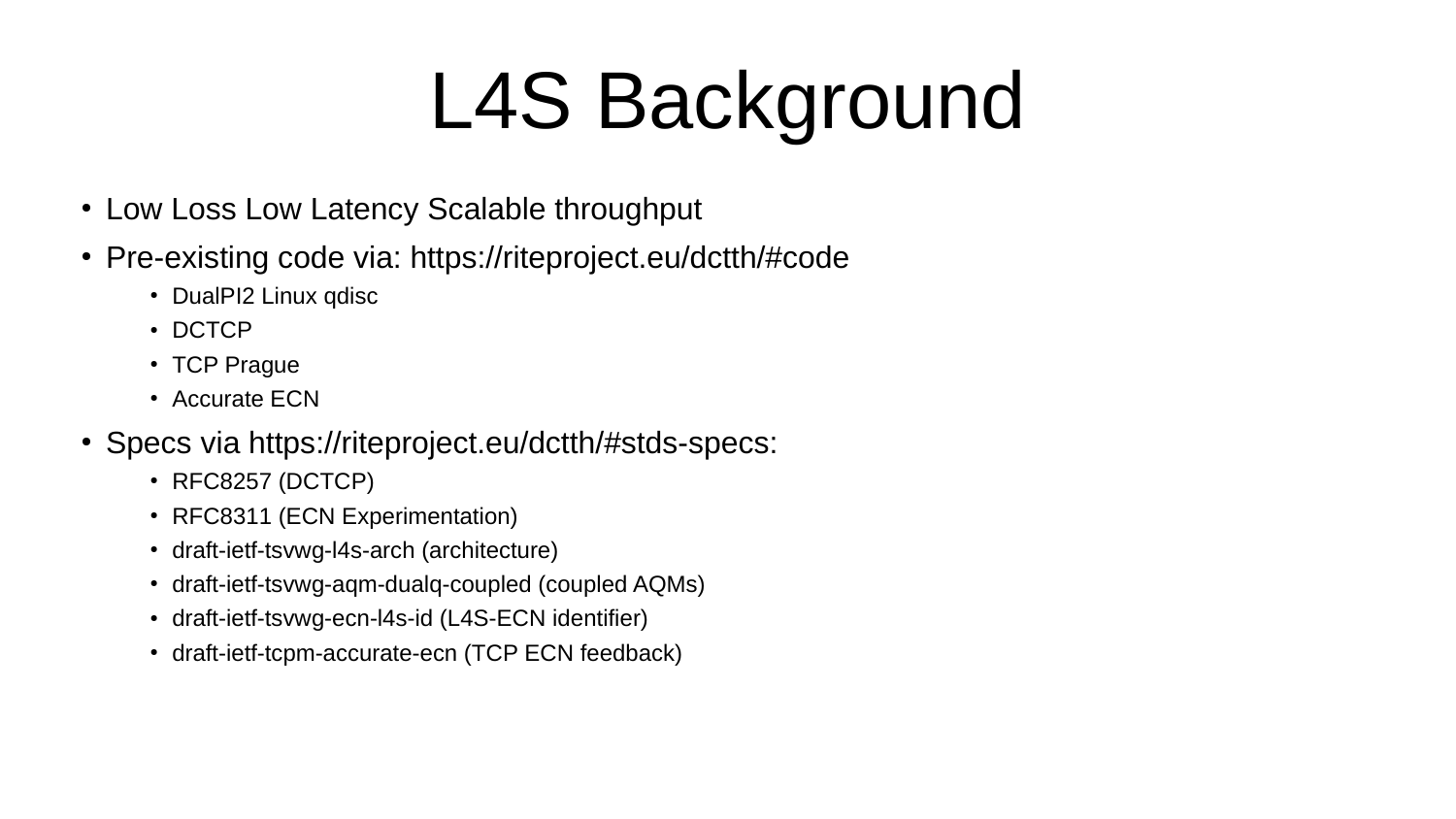# L4S Background

- Low Loss Low Latency Scalable throughput
- Pre-existing code via: https://riteproject.eu/dctth/#code
  - DualPI2 Linux qdisc
  - DCTCP
  - TCP Prague
  - Accurate ECN
- Specs via https://riteproject.eu/dctth/#stds-specs:
  - RFC8257 (DCTCP)
  - RFC8311 (ECN Experimentation)
  - draft-ietf-tsvwg-l4s-arch (architecture)
  - draft-ietf-tsvwg-aqm-dualq-coupled (coupled AQMs)
  - draft-ietf-tsvwg-ecn-l4s-id (L4S-ECN identifier)
  - draft-ietf-tcpm-accurate-ecn (TCP ECN feedback)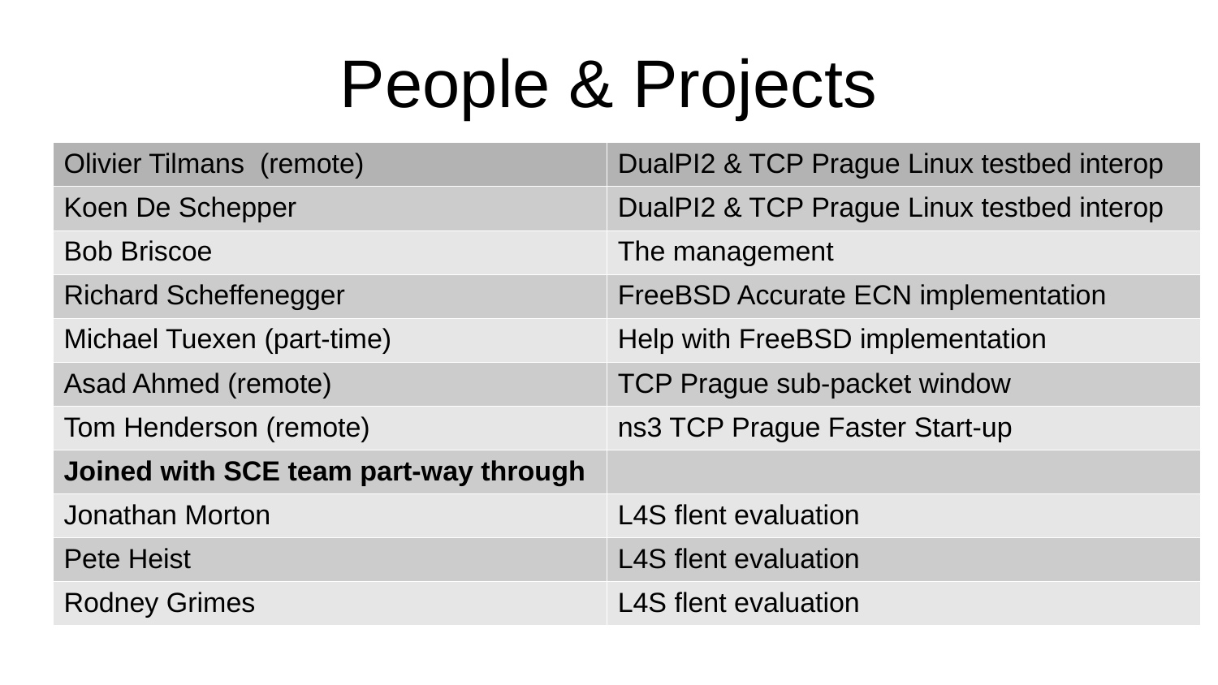# People & Projects

| | |
|---|---|
| Olivier Tilmans (remote) | DualPI2 & TCP Prague Linux testbed interop |
| Koen De Schepper | DualPI2 & TCP Prague Linux testbed interop |
| Bob Briscoe | The management |
| Richard Scheffenegger | FreeBSD Accurate ECN implementation |
| Michael Tuexen (part-time) | Help with FreeBSD implementation |
| Asad Ahmed (remote) | TCP Prague sub-packet window |
| Tom Henderson (remote) | ns3 TCP Prague Faster Start-up |
| **Joined with SCE team part-way through** | |
| Jonathan Morton | L4S flent evaluation |
| Pete Heist | L4S flent evaluation |
| Rodney Grimes | L4S flent evaluation |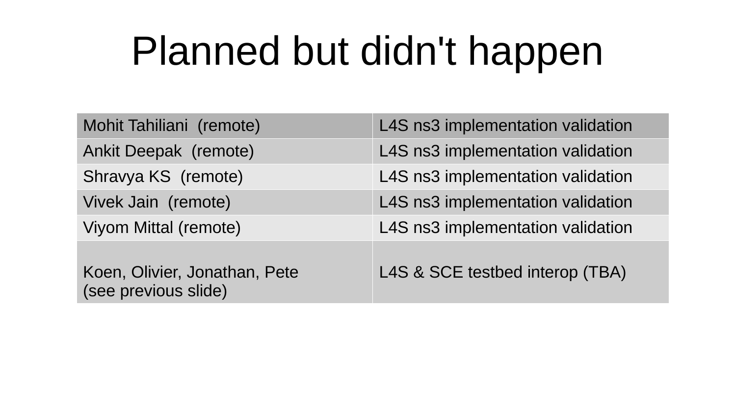# Planned but didn't happen

| Mohit Tahiliani (remote) | L4S ns3 implementation validation |
|---|---|
| Ankit Deepak (remote) | L4S ns3 implementation validation |
| Shravya KS (remote) | L4S ns3 implementation validation |
| Vivek Jain (remote) | L4S ns3 implementation validation |
| Viyom Mittal (remote) | L4S ns3 implementation validation |
| Koen, Olivier, Jonathan, Pete (see previous slide) | L4S & SCE testbed interop (TBA) |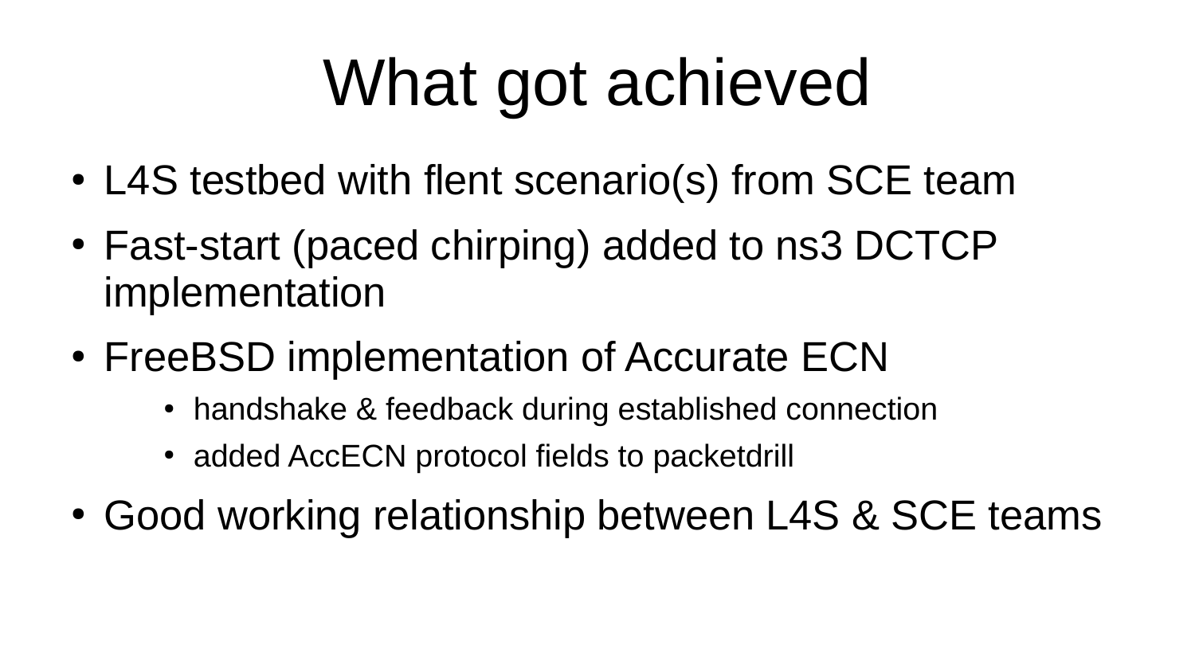# What got achieved

- L4S testbed with flent scenario(s) from SCE team
- Fast-start (paced chirping) added to ns3 DCTCP implementation
- FreeBSD implementation of Accurate ECN
  - handshake & feedback during established connection
  - added AccECN protocol fields to packetdrill
- Good working relationship between L4S & SCE teams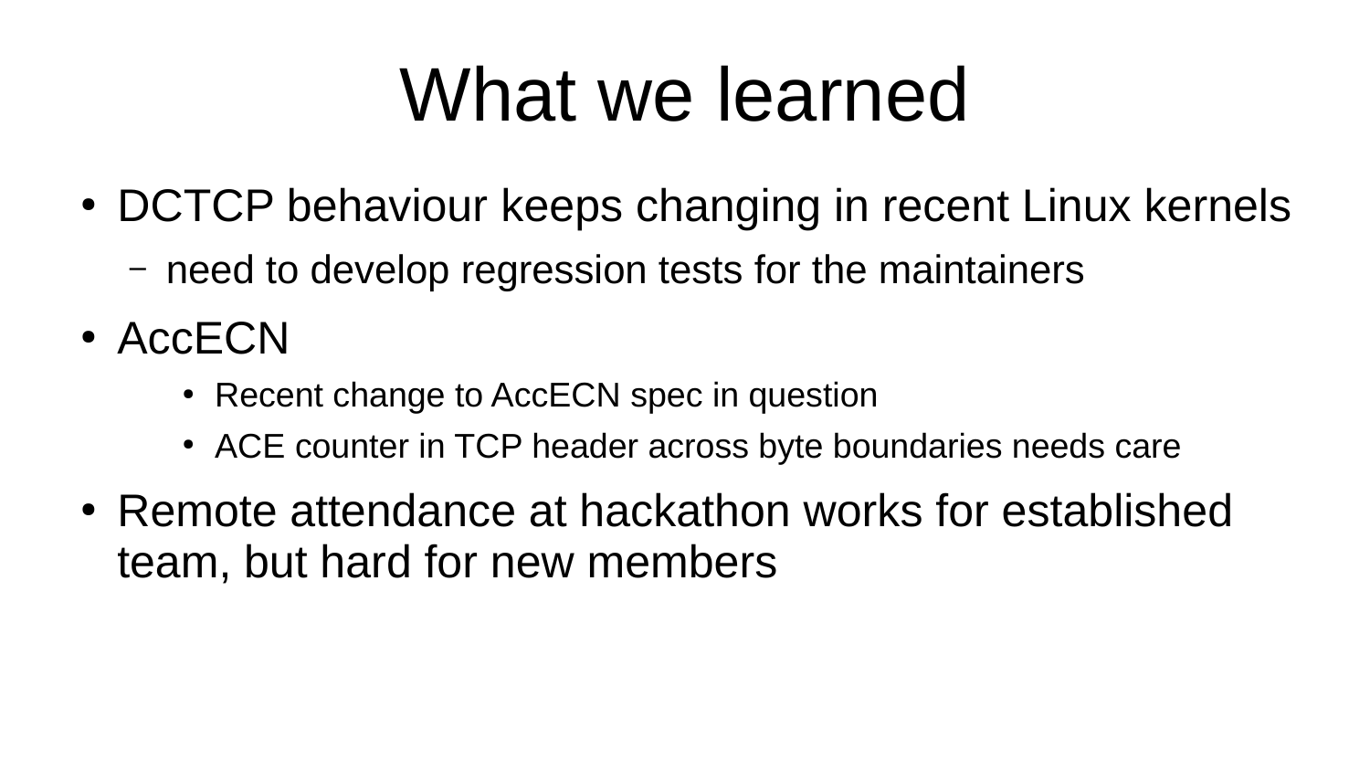# What we learned

- DCTCP behaviour keeps changing in recent Linux kernels
  - need to develop regression tests for the maintainers
- AccECN
  - Recent change to AccECN spec in question
  - ACE counter in TCP header across byte boundaries needs care
- Remote attendance at hackathon works for established team, but hard for new members